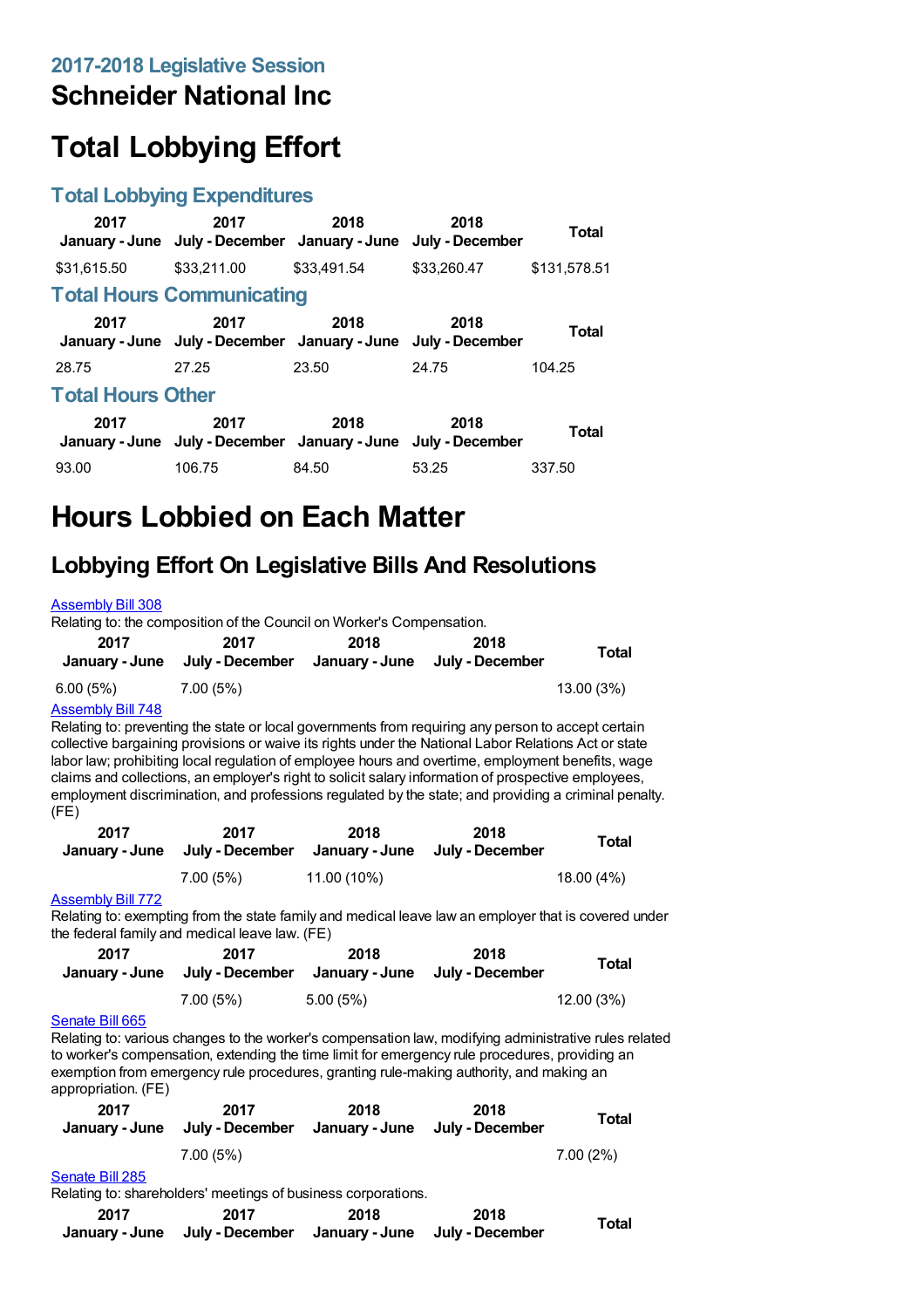## 2017-2018 Legislative Session

# Schneider National Inc

# Total Lobbying Effort

## Total Lobbying Expenditures

| 2017 January - June | 2017 July - December | 2018 January - June | 2018 July - December | Total |
|---|---|---|---|---|
| $31,615.50 | $33,211.00 | $33,491.54 | $33,260.47 | $131,578.51 |

## Total Hours Communicating

| 2017 January - June | 2017 July - December | 2018 January - June | 2018 July - December | Total |
|---|---|---|---|---|
| 28.75 | 27.25 | 23.50 | 24.75 | 104.25 |

## Total Hours Other

| 2017 January - June | 2017 July - December | 2018 January - June | 2018 July - December | Total |
|---|---|---|---|---|
| 93.00 | 106.75 | 84.50 | 53.25 | 337.50 |

# Hours Lobbied on Each Matter

## Lobbying Effort On Legislative Bills And Resolutions

Assembly Bill 308

Relating to: the composition of the Council on Worker's Compensation.

| 2017 January - June | 2017 July - December | 2018 January - June | 2018 July - December | Total |
|---|---|---|---|---|
| 6.00 (5%) | 7.00 (5%) | | | 13.00 (3%) |

Assembly Bill 748

Relating to: preventing the state or local governments from requiring any person to accept certain collective bargaining provisions or waive its rights under the National Labor Relations Act or state labor law; prohibiting local regulation of employee hours and overtime, employment benefits, wage claims and collections, an employer's right to solicit salary information of prospective employees, employment discrimination, and professions regulated by the state; and providing a criminal penalty. (FE)

| 2017 January - June | 2017 July - December | 2018 January - June | 2018 July - December | Total |
|---|---|---|---|---|
| | 7.00 (5%) | 11.00 (10%) | | 18.00 (4%) |

Assembly Bill 772

Relating to: exempting from the state family and medical leave law an employer that is covered under the federal family and medical leave law. (FE)

| 2017 January - June | 2017 July - December | 2018 January - June | 2018 July - December | Total |
|---|---|---|---|---|
| | 7.00 (5%) | 5.00 (5%) | | 12.00 (3%) |

Senate Bill 665

Relating to: various changes to the worker's compensation law, modifying administrative rules related to worker's compensation, extending the time limit for emergency rule procedures, providing an exemption from emergency rule procedures, granting rule-making authority, and making an appropriation. (FE)

| 2017 January - June | 2017 July - December | 2018 January - June | 2018 July - December | Total |
|---|---|---|---|---|
| | 7.00 (5%) | | | 7.00 (2%) |

Senate Bill 285

Relating to: shareholders' meetings of business corporations.

| 2017 January - June | 2017 July - December | 2018 January - June | 2018 July - December | Total |
|---|---|---|---|---|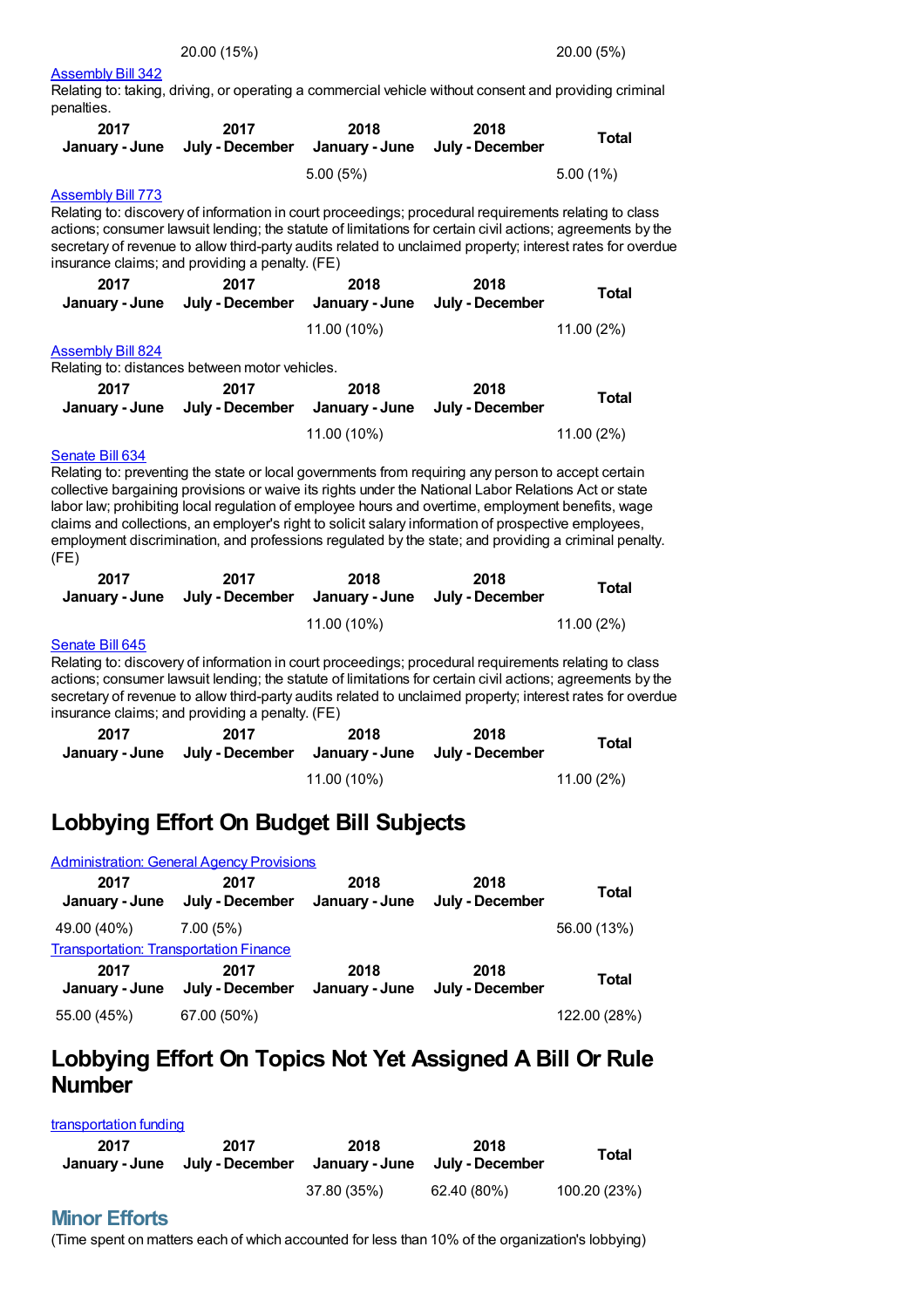| 2017 January - June | 2017 July - December | 2018 January - June | 2018 July - December | Total |
|---|---|---|---|---|
| | | 20.00 (15%) | | 20.00 (5%) |

[Assembly Bill 342](#)

Relating to: taking, driving, or operating a commercial vehicle without consent and providing criminal penalties.

| 2017 January - June | 2017 July - December | 2018 January - June | 2018 July - December | Total |
|---|---|---|---|---|
| | | 5.00 (5%) | | 5.00 (1%) |

[Assembly Bill 773](#)

Relating to: discovery of information in court proceedings; procedural requirements relating to class actions; consumer lawsuit lending; the statute of limitations for certain civil actions; agreements by the secretary of revenue to allow third-party audits related to unclaimed property; interest rates for overdue insurance claims; and providing a penalty. (FE)

| 2017 January - June | 2017 July - December | 2018 January - June | 2018 July - December | Total |
|---|---|---|---|---|
| | | 11.00 (10%) | | 11.00 (2%) |

[Assembly Bill 824](#)

Relating to: distances between motor vehicles.

| 2017 January - June | 2017 July - December | 2018 January - June | 2018 July - December | Total |
|---|---|---|---|---|
| | | 11.00 (10%) | | 11.00 (2%) |

[Senate Bill 634](#)

Relating to: preventing the state or local governments from requiring any person to accept certain collective bargaining provisions or waive its rights under the National Labor Relations Act or state labor law; prohibiting local regulation of employee hours and overtime, employment benefits, wage claims and collections, an employer's right to solicit salary information of prospective employees, employment discrimination, and professions regulated by the state; and providing a criminal penalty. (FE)

| 2017 January - June | 2017 July - December | 2018 January - June | 2018 July - December | Total |
|---|---|---|---|---|
| | | 11.00 (10%) | | 11.00 (2%) |

[Senate Bill 645](#)

Relating to: discovery of information in court proceedings; procedural requirements relating to class actions; consumer lawsuit lending; the statute of limitations for certain civil actions; agreements by the secretary of revenue to allow third-party audits related to unclaimed property; interest rates for overdue insurance claims; and providing a penalty. (FE)

| 2017 January - June | 2017 July - December | 2018 January - June | 2018 July - December | Total |
|---|---|---|---|---|
| | | 11.00 (10%) | | 11.00 (2%) |

## Lobbying Effort On Budget Bill Subjects

[Administration: General Agency Provisions](#)

| 2017 January - June | 2017 July - December | 2018 January - June | 2018 July - December | Total |
|---|---|---|---|---|
| 49.00 (40%) | 7.00 (5%) | | | 56.00 (13%) |

[Transportation: Transportation Finance](#)

| 2017 January - June | 2017 July - December | 2018 January - June | 2018 July - December | Total |
|---|---|---|---|---|
| 55.00 (45%) | 67.00 (50%) | | | 122.00 (28%) |

## Lobbying Effort On Topics Not Yet Assigned A Bill Or Rule Number

[transportation funding](#)

| 2017 January - June | 2017 July - December | 2018 January - June | 2018 July - December | Total |
|---|---|---|---|---|
| | | 37.80 (35%) | 62.40 (80%) | 100.20 (23%) |

### Minor Efforts

(Time spent on matters each of which accounted for less than 10% of the organization's lobbying)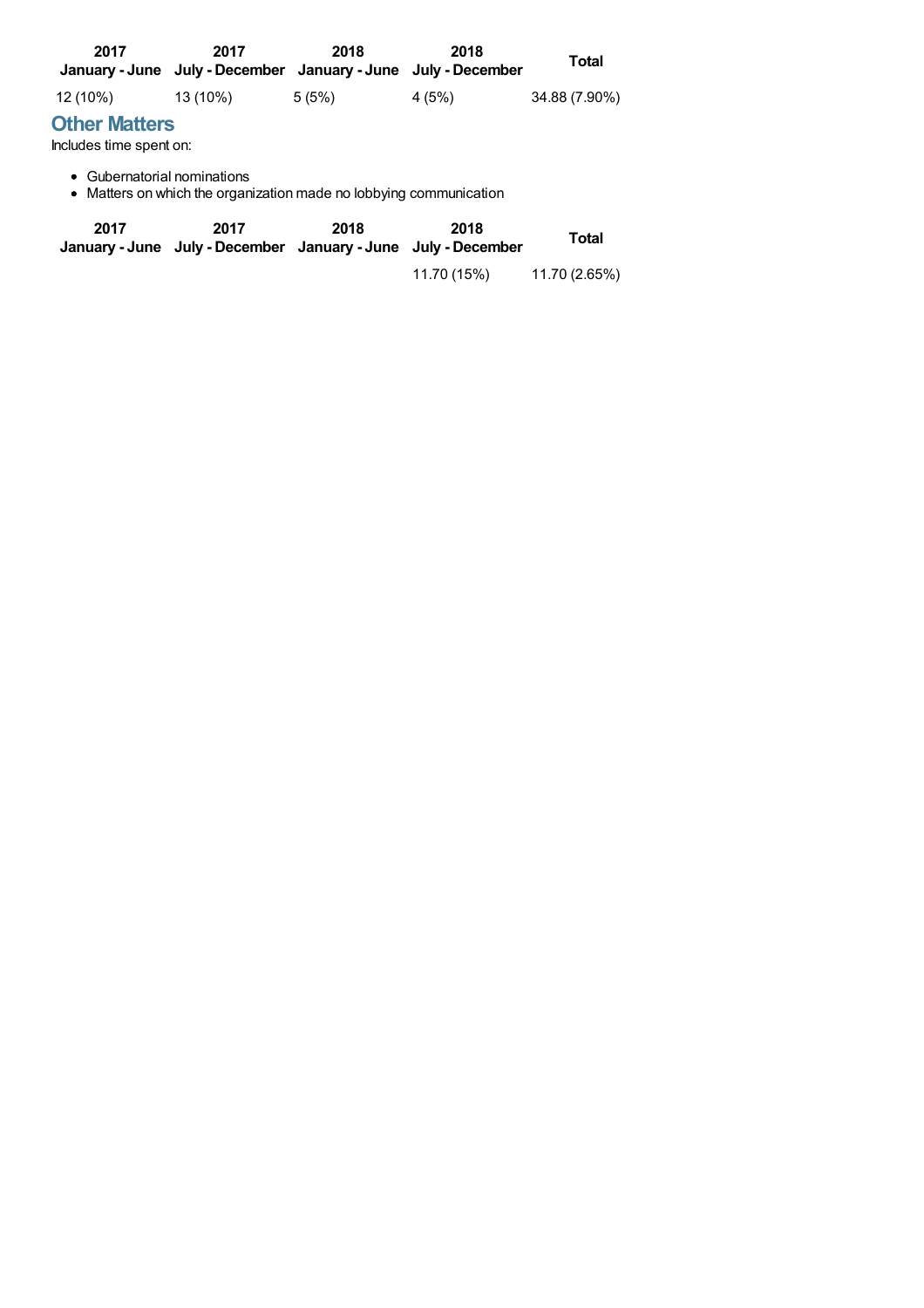| 2017 January - June | 2017 July - December | 2018 January - June | 2018 July - December | Total |
|---|---|---|---|---|
| 12 (10%) | 13 (10%) | 5 (5%) | 4 (5%) | 34.88 (7.90%) |

## Other Matters

Includes time spent on:

- Gubernatorial nominations
- Matters on which the organization made no lobbying communication

| 2017 January - June | 2017 July - December | 2018 January - June | 2018 July - December | Total |
|---|---|---|---|---|
| | | | 11.70 (15%) | 11.70 (2.65%) |